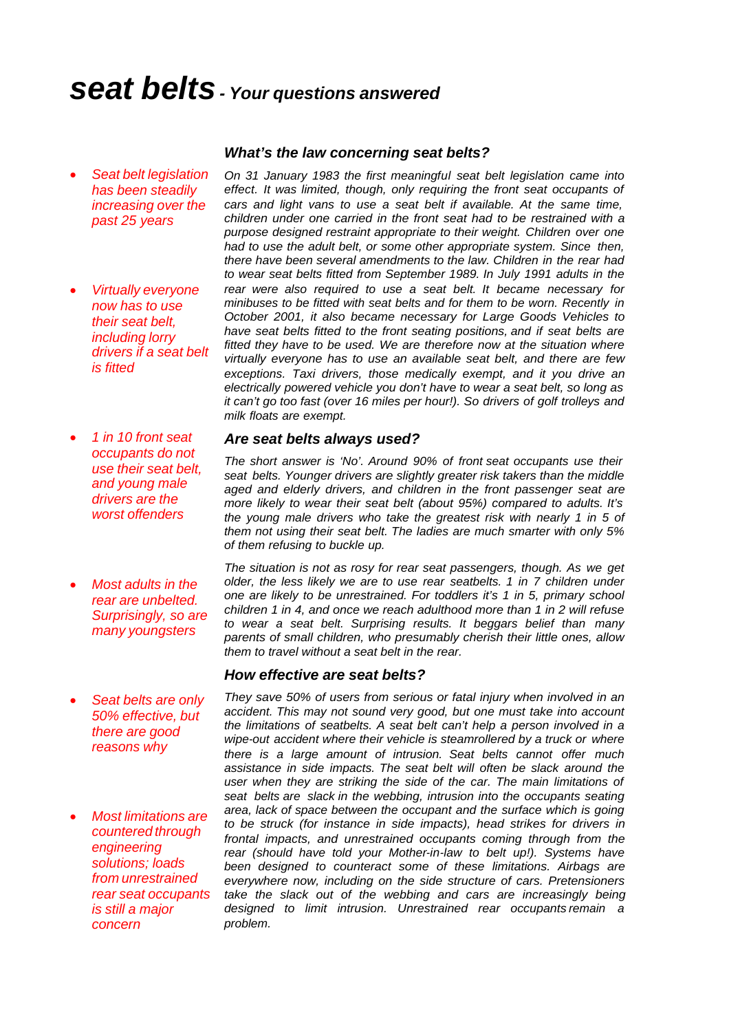# *seat belts* - *Your questions answered*

### *What's the law concerning seat belts?*

- *Seat belt legislation has been steadily increasing over the past 25 years*
- *Virtually everyone now has to use their seat belt, including lorry drivers if a seat belt is fitted*

*On 31 January 1983 the first meaningful seat belt legislation came into effect. It was limited, though, only requiring the front seat occupants of cars and light vans to use a seat belt if available. At the same time, children under one carried in the front seat had to be restrained with a purpose designed restraint appropriate to their weight. Children over one had to use the adult belt, or some other appropriate system. Since then, there have been several amendments to the law. Children in the rear had to wear seat belts fitted from September 1989. In July 1991 adults in the rear were also required to use a seat belt. It became necessary for minibuses to be fitted with seat belts and for them to be worn. Recently in October 2001, it also became necessary for Large Goods Vehicles to have seat belts fitted to the front seating positions, and if seat belts are fitted they have to be used. We are therefore now at the situation where virtually everyone has to use an available seat belt, and there are few exceptions. Taxi drivers, those medically exempt, and it you drive an electrically powered vehicle you don't have to wear a seat belt, so long as it can't go too fast (over 16 miles per hour!). So drivers of golf trolleys and milk floats are exempt.*

### *Are seat belts always used?*

- *1 in 10 front seat occupants do not use their seat belt, and young male drivers are the worst offenders*
- *Most adults in the rear are unbelted. Surprisingly, so are many youngsters*

*The short answer is 'No'. Around 90% of front seat occupants use their seat belts. Younger drivers are slightly greater risk takers than the middle aged and elderly drivers, and children in the front passenger seat are more likely to wear their seat belt (about 95%) compared to adults. It's the young male drivers who take the greatest risk with nearly 1 in 5 of them not using their seat belt. The ladies are much smarter with only 5% of them refusing to buckle up.*

*The situation is not as rosy for rear seat passengers, though. As we get older, the less likely we are to use rear seatbelts. 1 in 7 children under one are likely to be unrestrained. For toddlers it's 1 in 5, primary school children 1 in 4, and once we reach adulthood more than 1 in 2 will refuse to wear a seat belt. Surprising results. It beggars belief than many parents of small children, who presumably cherish their little ones, allow them to travel without a seat belt in the rear.*

### *How effective are seat belts?*

- *Seat belts are only 50% effective, but there are good reasons why*
- *Most limitations are countered through engineering solutions; loads from unrestrained rear seat occupants is still a major concern*

*They save 50% of users from serious or fatal injury when involved in an accident. This may not sound very good, but one must take into account the limitations of seatbelts. A seat belt can't help a person involved in a wipe-out accident where their vehicle is steamrollered by a truck or where there is a large amount of intrusion. Seat belts cannot offer much assistance in side impacts. The seat belt will often be slack around the user when they are striking the side of the car. The main limitations of seat belts are slack in the webbing, intrusion into the occupants seating area, lack of space between the occupant and the surface which is going to be struck (for instance in side impacts), head strikes for drivers in frontal impacts, and unrestrained occupants coming through from the rear (should have told your Mother-in-law to belt up!). Systems have been designed to counteract some of these limitations. Airbags are everywhere now, including on the side structure of cars. Pretensioners take the slack out of the webbing and cars are increasingly being designed to limit intrusion. Unrestrained rear occupants remain a problem.*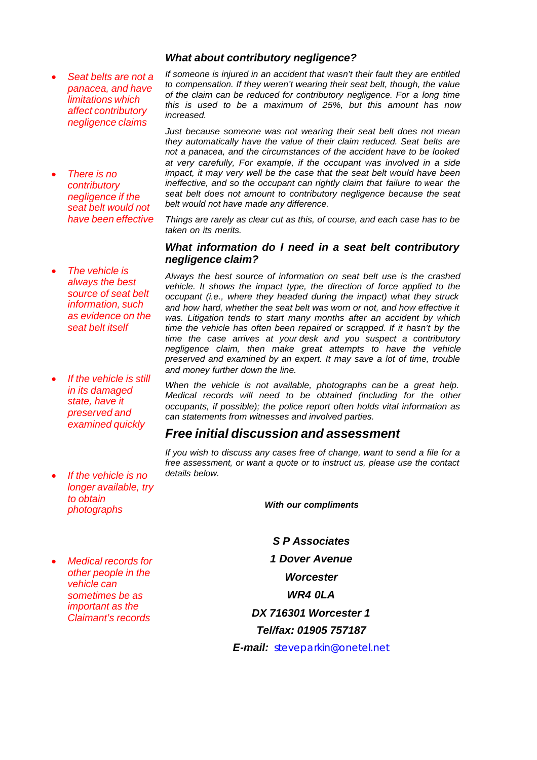## *What about contributory negligence?*

- *Seat belts are not a panacea, and have limitations which affect contributory negligence claims*

*If someone is injured in an accident that wasn't their fault they are entitled to compensation. If they weren't wearing their seat belt, though, the value of the claim can be reduced for contributory negligence. For a long time this is used to be a maximum of 25%, but this amount has now increased.*

*Just because someone was not wearing their seat belt does not mean they automatically have the value of their claim reduced. Seat belts are not a panacea, and the circumstances of the accident have to be looked at very carefully, For example, if the occupant was involved in a side impact, it may very well be the case that the seat belt would have been ineffective, and so the occupant can rightly claim that failure to wear the seat belt does not amount to contributory negligence because the seat belt would not have made any difference.*

- *There is no contributory negligence if the seat belt would not have been effective*

*Things are rarely as clear cut as this, of course, and each case has to be taken on its merits.*

## *What information do I need in a seat belt contributory negligence claim?*

- *The vehicle is always the best source of seat belt information, such as evidence on the seat belt itself*

*Always the best source of information on seat belt use is the crashed vehicle. It shows the impact type, the direction of force applied to the occupant (i.e., where they headed during the impact) what they struck and how hard, whether the seat belt was worn or not, and how effective it was. Litigation tends to start many months after an accident by which time the vehicle has often been repaired or scrapped. If it hasn't by the time the case arrives at your desk and you suspect a contributory negligence claim, then make great attempts to have the vehicle preserved and examined by an expert. It may save a lot of time, trouble and money further down the line.*

- *If the vehicle is still in its damaged state, have it preserved and examined quickly*

*When the vehicle is not available, photographs can be a great help. Medical records will need to be obtained (including for the other occupants, if possible); the police report often holds vital information as can statements from witnesses and involved parties.*

## *Free initial discussion and assessment*

*If you wish to discuss any cases free of change, want to send a file for a free assessment, or want a quote or to instruct us, please use the contact details below.*

- *If the vehicle is no longer available, try to obtain photographs*

***With our compliments***

***S P Associates***
***1 Dover Avenue***
***Worcester***
***WR4 0LA***
***DX 716301 Worcester 1***
***Tel/fax: 01905 757187***
***E-mail:*** steveparkin@onetel.net

- *Medical records for other people in the vehicle can sometimes be as important as the Claimant's records*